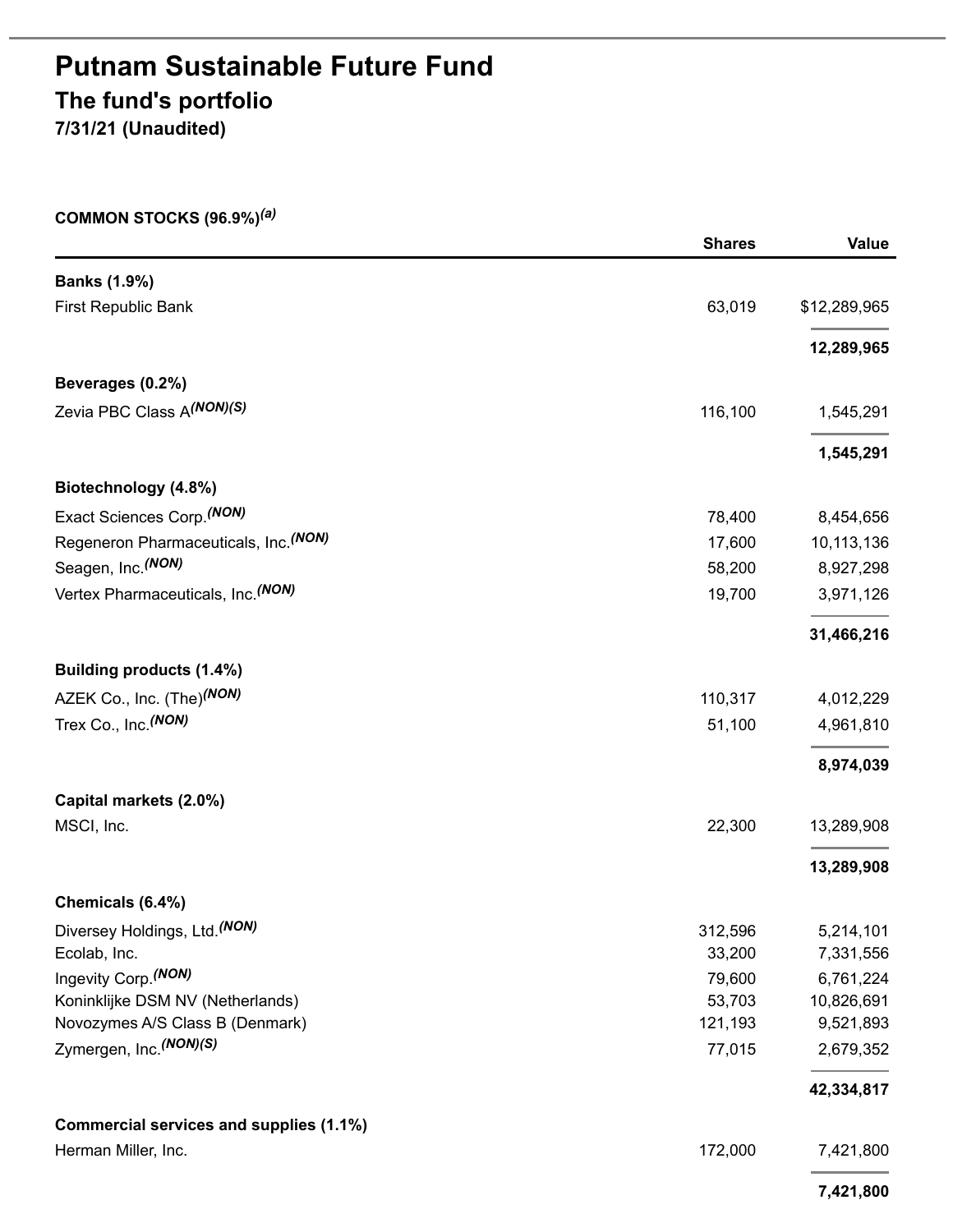# Putnam Sustainable Future Fund

## The fund's portfolio

**7/31/21 (Unaudited)**

**COMMON STOCKS (96.9%)[(a)]**

| | Shares | Value |
|---|---|---|
| **Banks (1.9%)** | | |
| First Republic Bank | 63,019 | $12,289,965 |
| | | **12,289,965** |
| **Beverages (0.2%)** | | |
| Zevia PBC Class A[(NON)(S)] | 116,100 | 1,545,291 |
| | | **1,545,291** |
| **Biotechnology (4.8%)** | | |
| Exact Sciences Corp.[(NON)] | 78,400 | 8,454,656 |
| Regeneron Pharmaceuticals, Inc.[(NON)] | 17,600 | 10,113,136 |
| Seagen, Inc.[(NON)] | 58,200 | 8,927,298 |
| Vertex Pharmaceuticals, Inc.[(NON)] | 19,700 | 3,971,126 |
| | | **31,466,216** |
| **Building products (1.4%)** | | |
| AZEK Co., Inc. (The)[(NON)] | 110,317 | 4,012,229 |
| Trex Co., Inc.[(NON)] | 51,100 | 4,961,810 |
| | | **8,974,039** |
| **Capital markets (2.0%)** | | |
| MSCI, Inc. | 22,300 | 13,289,908 |
| | | **13,289,908** |
| **Chemicals (6.4%)** | | |
| Diversey Holdings, Ltd.[(NON)] | 312,596 | 5,214,101 |
| Ecolab, Inc. | 33,200 | 7,331,556 |
| Ingevity Corp.[(NON)] | 79,600 | 6,761,224 |
| Koninklijke DSM NV (Netherlands) | 53,703 | 10,826,691 |
| Novozymes A/S Class B (Denmark) | 121,193 | 9,521,893 |
| Zymergen, Inc.[(NON)(S)] | 77,015 | 2,679,352 |
| | | **42,334,817** |
| **Commercial services and supplies (1.1%)** | | |
| Herman Miller, Inc. | 172,000 | 7,421,800 |
| | | **7,421,800** |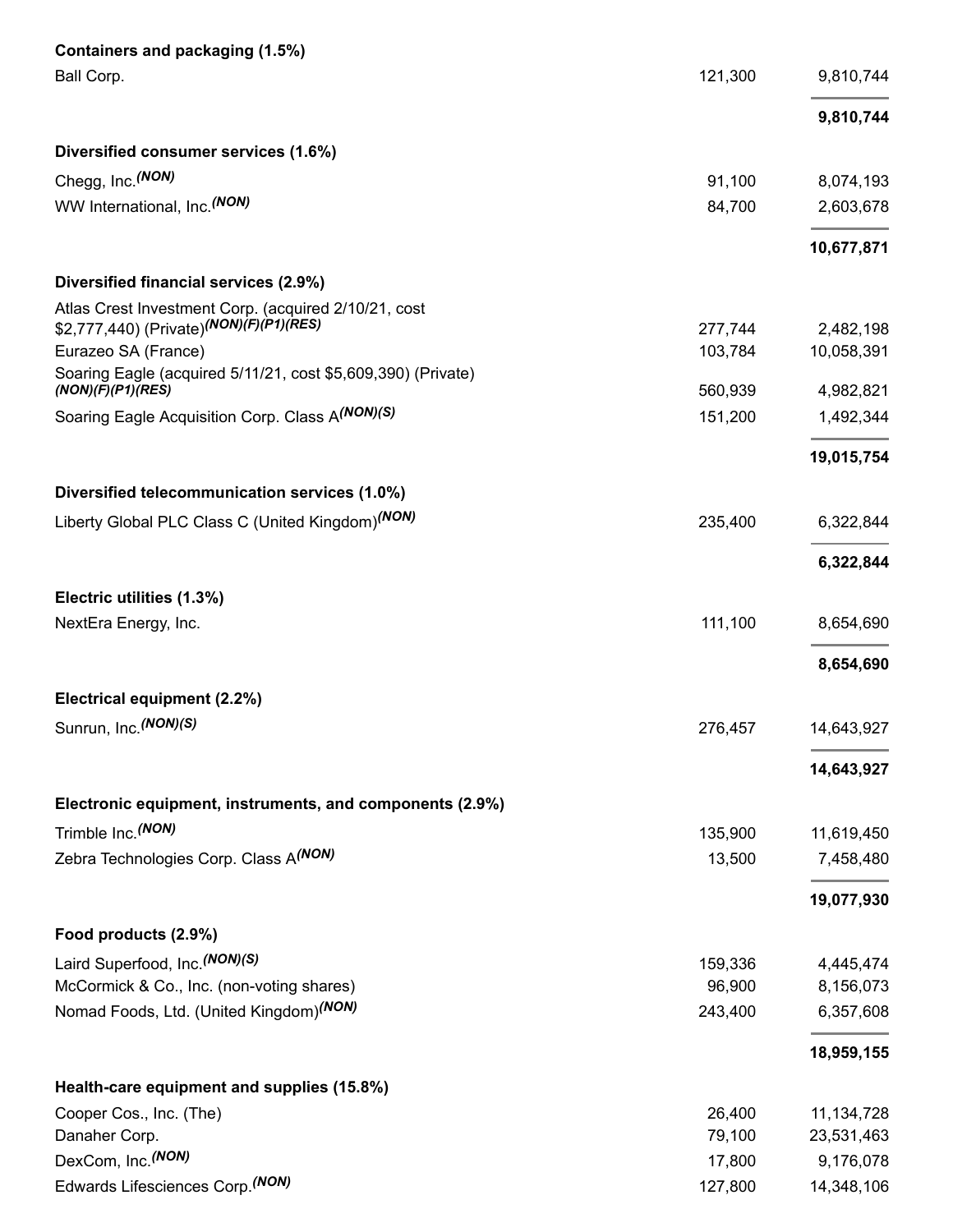| | | |
|---|---|---|
| **Containers and packaging (1.5%)** | | |
| Ball Corp. | 121,300 | 9,810,744 |
| | | **9,810,744** |
| **Diversified consumer services (1.6%)** | | |
| Chegg, Inc.*(NON)* | 91,100 | 8,074,193 |
| WW International, Inc.*(NON)* | 84,700 | 2,603,678 |
| | | **10,677,871** |
| **Diversified financial services (2.9%)** | | |
| Atlas Crest Investment Corp. (acquired 2/10/21, cost $2,777,440) (Private)*(NON)(F)(P1)(RES)* | 277,744 | 2,482,198 |
| Eurazeo SA (France) | 103,784 | 10,058,391 |
| Soaring Eagle (acquired 5/11/21, cost $5,609,390) (Private) *(NON)(F)(P1)(RES)* | 560,939 | 4,982,821 |
| Soaring Eagle Acquisition Corp. Class A*(NON)(S)* | 151,200 | 1,492,344 |
| | | **19,015,754** |
| **Diversified telecommunication services (1.0%)** | | |
| Liberty Global PLC Class C (United Kingdom)*(NON)* | 235,400 | 6,322,844 |
| | | **6,322,844** |
| **Electric utilities (1.3%)** | | |
| NextEra Energy, Inc. | 111,100 | 8,654,690 |
| | | **8,654,690** |
| **Electrical equipment (2.2%)** | | |
| Sunrun, Inc.*(NON)(S)* | 276,457 | 14,643,927 |
| | | **14,643,927** |
| **Electronic equipment, instruments, and components (2.9%)** | | |
| Trimble Inc.*(NON)* | 135,900 | 11,619,450 |
| Zebra Technologies Corp. Class A*(NON)* | 13,500 | 7,458,480 |
| | | **19,077,930** |
| **Food products (2.9%)** | | |
| Laird Superfood, Inc.*(NON)(S)* | 159,336 | 4,445,474 |
| McCormick & Co., Inc. (non-voting shares) | 96,900 | 8,156,073 |
| Nomad Foods, Ltd. (United Kingdom)*(NON)* | 243,400 | 6,357,608 |
| | | **18,959,155** |
| **Health-care equipment and supplies (15.8%)** | | |
| Cooper Cos., Inc. (The) | 26,400 | 11,134,728 |
| Danaher Corp. | 79,100 | 23,531,463 |
| DexCom, Inc.*(NON)* | 17,800 | 9,176,078 |
| Edwards Lifesciences Corp.*(NON)* | 127,800 | 14,348,106 |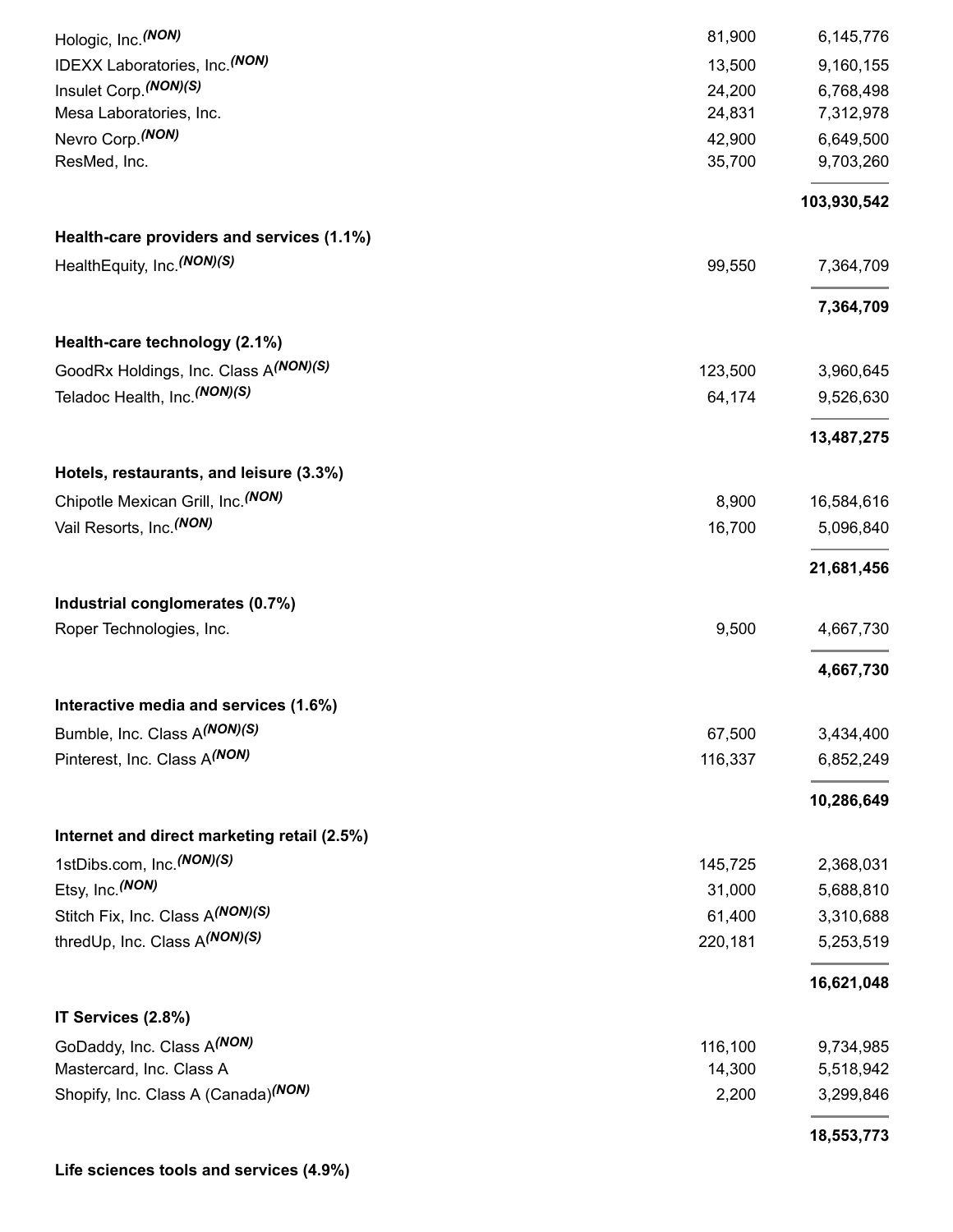| | | |
|---|---|---|
| Hologic, Inc.*(NON)* | 81,900 | 6,145,776 |
| IDEXX Laboratories, Inc.*(NON)* | 13,500 | 9,160,155 |
| Insulet Corp.*(NON)(S)* | 24,200 | 6,768,498 |
| Mesa Laboratories, Inc. | 24,831 | 7,312,978 |
| Nevro Corp.*(NON)* | 42,900 | 6,649,500 |
| ResMed, Inc. | 35,700 | 9,703,260 |
| | | **103,930,542** |
| **Health-care providers and services (1.1%)** | | |
| HealthEquity, Inc.*(NON)(S)* | 99,550 | 7,364,709 |
| | | **7,364,709** |
| **Health-care technology (2.1%)** | | |
| GoodRx Holdings, Inc. Class A*(NON)(S)* | 123,500 | 3,960,645 |
| Teladoc Health, Inc.*(NON)(S)* | 64,174 | 9,526,630 |
| | | **13,487,275** |
| **Hotels, restaurants, and leisure (3.3%)** | | |
| Chipotle Mexican Grill, Inc.*(NON)* | 8,900 | 16,584,616 |
| Vail Resorts, Inc.*(NON)* | 16,700 | 5,096,840 |
| | | **21,681,456** |
| **Industrial conglomerates (0.7%)** | | |
| Roper Technologies, Inc. | 9,500 | 4,667,730 |
| | | **4,667,730** |
| **Interactive media and services (1.6%)** | | |
| Bumble, Inc. Class A*(NON)(S)* | 67,500 | 3,434,400 |
| Pinterest, Inc. Class A*(NON)* | 116,337 | 6,852,249 |
| | | **10,286,649** |
| **Internet and direct marketing retail (2.5%)** | | |
| 1stDibs.com, Inc.*(NON)(S)* | 145,725 | 2,368,031 |
| Etsy, Inc.*(NON)* | 31,000 | 5,688,810 |
| Stitch Fix, Inc. Class A*(NON)(S)* | 61,400 | 3,310,688 |
| thredUp, Inc. Class A*(NON)(S)* | 220,181 | 5,253,519 |
| | | **16,621,048** |
| **IT Services (2.8%)** | | |
| GoDaddy, Inc. Class A*(NON)* | 116,100 | 9,734,985 |
| Mastercard, Inc. Class A | 14,300 | 5,518,942 |
| Shopify, Inc. Class A (Canada)*(NON)* | 2,200 | 3,299,846 |
| | | **18,553,773** |
| **Life sciences tools and services (4.9%)** | | |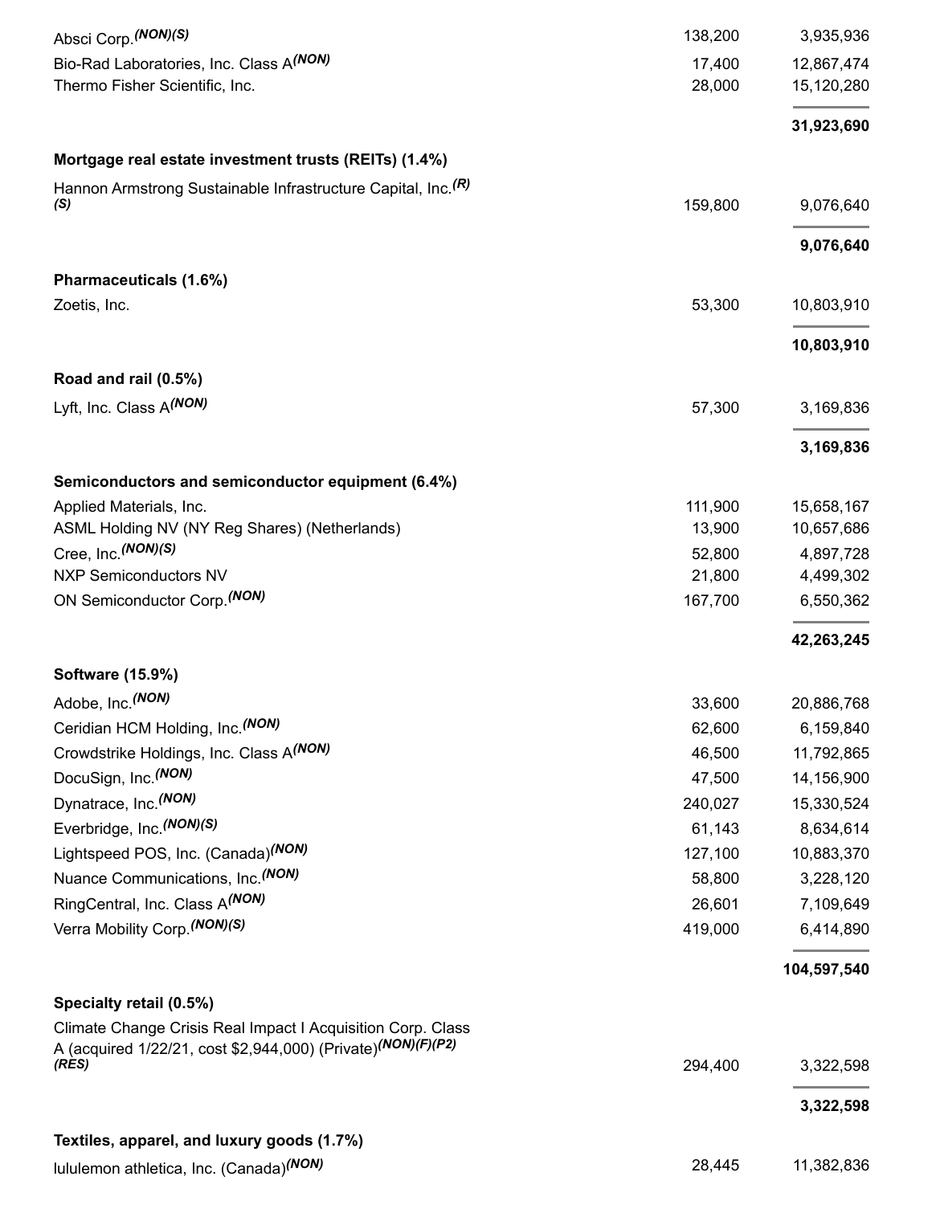| | | |
|---|---|---|
| Absci Corp.(NON)(S) | 138,200 | 3,935,936 |
| Bio-Rad Laboratories, Inc. Class A(NON) | 17,400 | 12,867,474 |
| Thermo Fisher Scientific, Inc. | 28,000 | 15,120,280 |
| | | **31,923,690** |
| **Mortgage real estate investment trusts (REITs) (1.4%)** | | |
| Hannon Armstrong Sustainable Infrastructure Capital, Inc.(R)(S) | 159,800 | 9,076,640 |
| | | **9,076,640** |
| **Pharmaceuticals (1.6%)** | | |
| Zoetis, Inc. | 53,300 | 10,803,910 |
| | | **10,803,910** |
| **Road and rail (0.5%)** | | |
| Lyft, Inc. Class A(NON) | 57,300 | 3,169,836 |
| | | **3,169,836** |
| **Semiconductors and semiconductor equipment (6.4%)** | | |
| Applied Materials, Inc. | 111,900 | 15,658,167 |
| ASML Holding NV (NY Reg Shares) (Netherlands) | 13,900 | 10,657,686 |
| Cree, Inc.(NON)(S) | 52,800 | 4,897,728 |
| NXP Semiconductors NV | 21,800 | 4,499,302 |
| ON Semiconductor Corp.(NON) | 167,700 | 6,550,362 |
| | | **42,263,245** |
| **Software (15.9%)** | | |
| Adobe, Inc.(NON) | 33,600 | 20,886,768 |
| Ceridian HCM Holding, Inc.(NON) | 62,600 | 6,159,840 |
| Crowdstrike Holdings, Inc. Class A(NON) | 46,500 | 11,792,865 |
| DocuSign, Inc.(NON) | 47,500 | 14,156,900 |
| Dynatrace, Inc.(NON) | 240,027 | 15,330,524 |
| Everbridge, Inc.(NON)(S) | 61,143 | 8,634,614 |
| Lightspeed POS, Inc. (Canada)(NON) | 127,100 | 10,883,370 |
| Nuance Communications, Inc.(NON) | 58,800 | 3,228,120 |
| RingCentral, Inc. Class A(NON) | 26,601 | 7,109,649 |
| Verra Mobility Corp.(NON)(S) | 419,000 | 6,414,890 |
| | | **104,597,540** |
| **Specialty retail (0.5%)** | | |
| Climate Change Crisis Real Impact I Acquisition Corp. Class A (acquired 1/22/21, cost $2,944,000) (Private)(NON)(F)(P2)(RES) | 294,400 | 3,322,598 |
| | | **3,322,598** |
| **Textiles, apparel, and luxury goods (1.7%)** | | |
| lululemon athletica, Inc. (Canada)(NON) | 28,445 | 11,382,836 |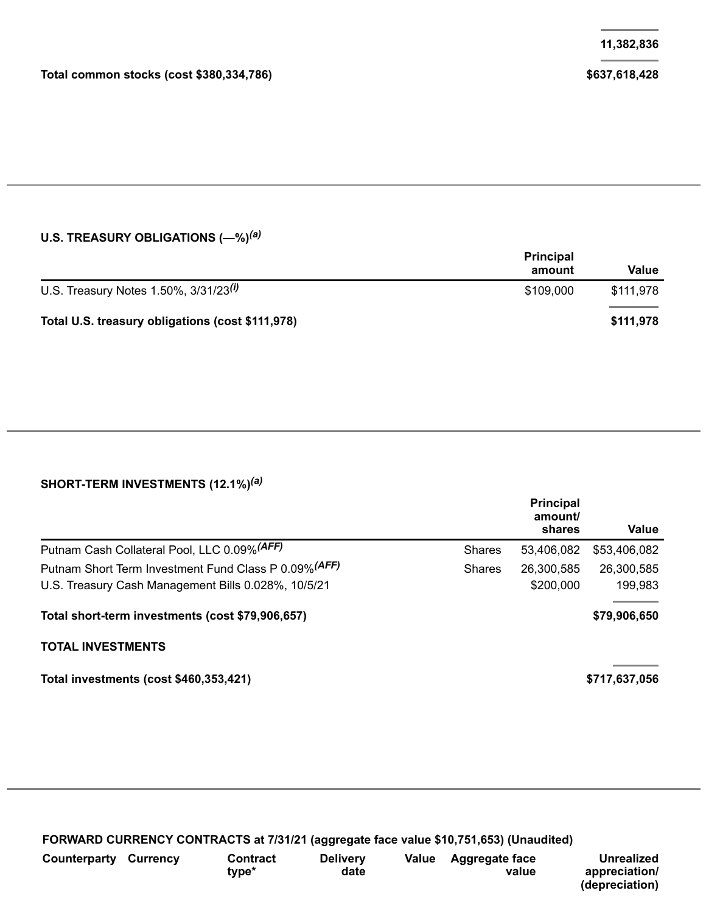| | |
|---|---|
| | 11,382,836 |
| **Total common stocks (cost $380,334,786)** | **$637,618,428** |

**U.S. TREASURY OBLIGATIONS (—%)[(a)]**

| | Principal amount | Value |
|---|---|---|
| U.S. Treasury Notes 1.50%, 3/31/23[(i)] | $109,000 | $111,978 |
| **Total U.S. treasury obligations (cost $111,978)** | | **$111,978** |

**SHORT-TERM INVESTMENTS (12.1%)[(a)]**

| | | Principal amount/ shares | Value |
|---|---|---|---|
| Putnam Cash Collateral Pool, LLC 0.09%[(AFF)] | Shares | 53,406,082 | $53,406,082 |
| Putnam Short Term Investment Fund Class P 0.09%[(AFF)] | Shares | 26,300,585 | 26,300,585 |
| U.S. Treasury Cash Management Bills 0.028%, 10/5/21 | | $200,000 | 199,983 |
| **Total short-term investments (cost $79,906,657)** | | | **$79,906,650** |

**TOTAL INVESTMENTS**

| | |
|---|---|
| **Total investments (cost $460,353,421)** | **$717,637,056** |

**FORWARD CURRENCY CONTRACTS at 7/31/21 (aggregate face value $10,751,653) (Unaudited)**

| Counterparty | Currency | Contract type* | Delivery date | Value | Aggregate face value | Unrealized appreciation/ (depreciation) |
|---|---|---|---|---|---|---|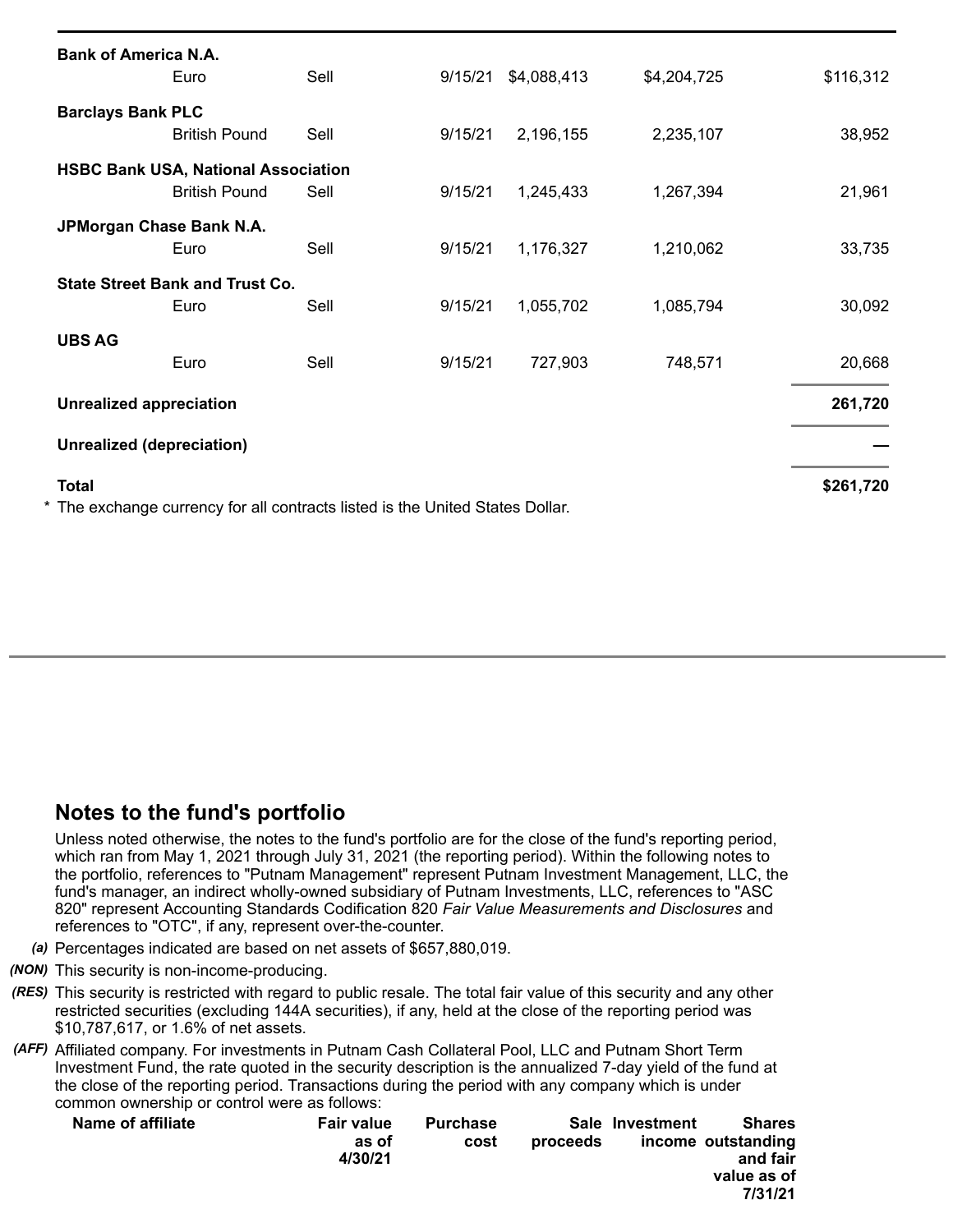| Counterparty | Currency | Contract type* | Delivery date | Aggregate face value | Value | Unrealized appreciation/ (depreciation) |
|---|---|---|---|---|---|---|
| **Bank of America N.A.** | | | | | | |
| | Euro | Sell | 9/15/21 | $4,088,413 | $4,204,725 | $116,312 |
| **Barclays Bank PLC** | | | | | | |
| | British Pound | Sell | 9/15/21 | 2,196,155 | 2,235,107 | 38,952 |
| **HSBC Bank USA, National Association** | | | | | | |
| | British Pound | Sell | 9/15/21 | 1,245,433 | 1,267,394 | 21,961 |
| **JPMorgan Chase Bank N.A.** | | | | | | |
| | Euro | Sell | 9/15/21 | 1,176,327 | 1,210,062 | 33,735 |
| **State Street Bank and Trust Co.** | | | | | | |
| | Euro | Sell | 9/15/21 | 1,055,702 | 1,085,794 | 30,092 |
| **UBS AG** | | | | | | |
| | Euro | Sell | 9/15/21 | 727,903 | 748,571 | 20,668 |
| **Unrealized appreciation** | | | | | | **261,720** |
| **Unrealized (depreciation)** | | | | | | **—** |
| **Total** | | | | | | **$261,720** |

\* The exchange currency for all contracts listed is the United States Dollar.

## Notes to the fund's portfolio

Unless noted otherwise, the notes to the fund's portfolio are for the close of the fund's reporting period, which ran from May 1, 2021 through July 31, 2021 (the reporting period). Within the following notes to the portfolio, references to "Putnam Management" represent Putnam Investment Management, LLC, the fund's manager, an indirect wholly-owned subsidiary of Putnam Investments, LLC, references to "ASC 820" represent Accounting Standards Codification 820 *Fair Value Measurements and Disclosures* and references to "OTC", if any, represent over-the-counter.

*(a)* Percentages indicated are based on net assets of $657,880,019.

*(NON)* This security is non-income-producing.

*(RES)* This security is restricted with regard to public resale. The total fair value of this security and any other restricted securities (excluding 144A securities), if any, held at the close of the reporting period was $10,787,617, or 1.6% of net assets.

*(AFF)* Affiliated company. For investments in Putnam Cash Collateral Pool, LLC and Putnam Short Term Investment Fund, the rate quoted in the security description is the annualized 7-day yield of the fund at the close of the reporting period. Transactions during the period with any company which is under common ownership or control were as follows:

| Name of affiliate | Fair value as of 4/30/21 | Purchase cost | Sale proceeds | Investment income | Shares outstanding and fair value as of 7/31/21 |
|---|---|---|---|---|---|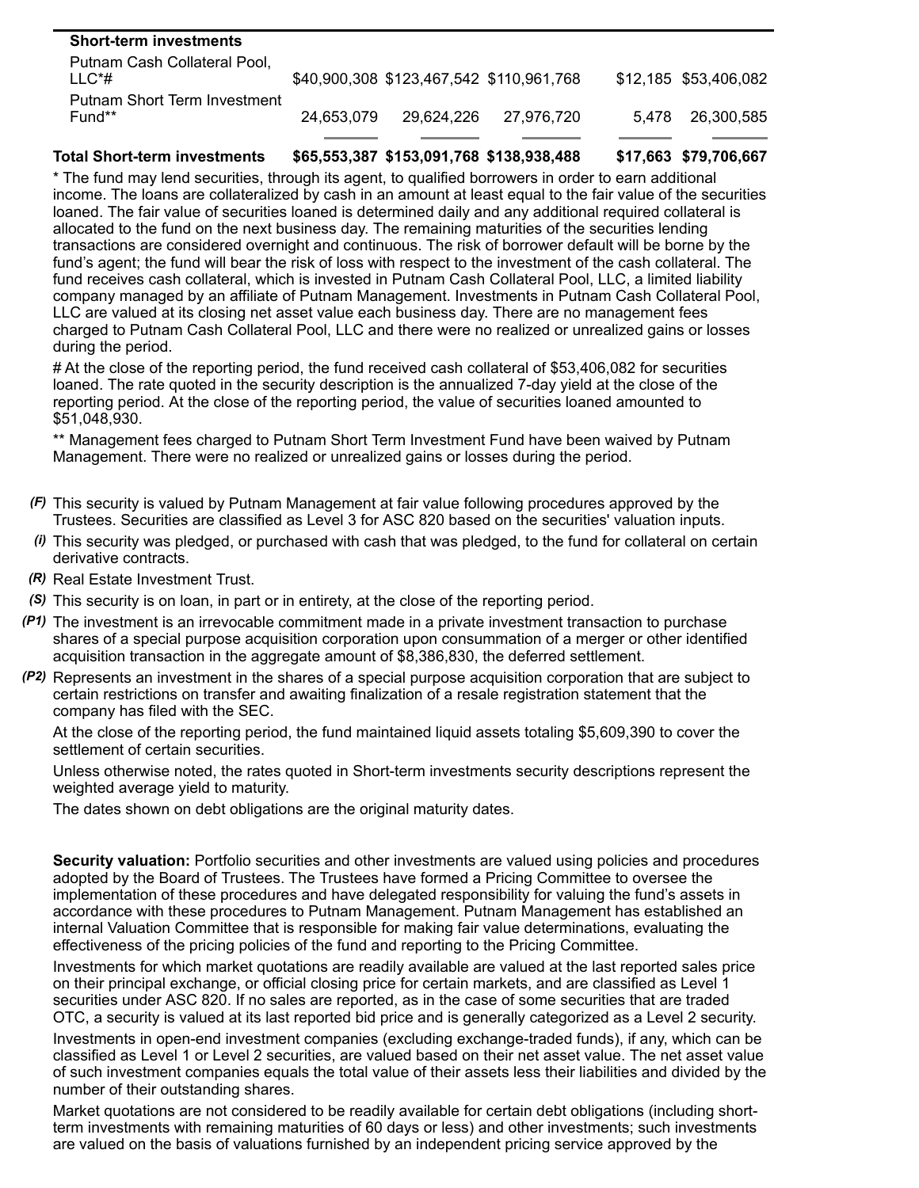| Short-term investments | | | | | |
|---|---|---|---|---|---|
| Putnam Cash Collateral Pool, LLC*# | $40,900,308 | $123,467,542 | $110,961,768 | $12,185 | $53,406,082 |
| Putnam Short Term Investment Fund** | 24,653,079 | 29,624,226 | 27,976,720 | 5,478 | 26,300,585 |
| **Total Short-term investments** | **$65,553,387** | **$153,091,768** | **$138,938,488** | **$17,663** | **$79,706,667** |

* The fund may lend securities, through its agent, to qualified borrowers in order to earn additional income. The loans are collateralized by cash in an amount at least equal to the fair value of the securities loaned. The fair value of securities loaned is determined daily and any additional required collateral is allocated to the fund on the next business day. The remaining maturities of the securities lending transactions are considered overnight and continuous. The risk of borrower default will be borne by the fund's agent; the fund will bear the risk of loss with respect to the investment of the cash collateral. The fund receives cash collateral, which is invested in Putnam Cash Collateral Pool, LLC, a limited liability company managed by an affiliate of Putnam Management. Investments in Putnam Cash Collateral Pool, LLC are valued at its closing net asset value each business day. There are no management fees charged to Putnam Cash Collateral Pool, LLC and there were no realized or unrealized gains or losses during the period.

# At the close of the reporting period, the fund received cash collateral of $53,406,082 for securities loaned. The rate quoted in the security description is the annualized 7-day yield at the close of the reporting period. At the close of the reporting period, the value of securities loaned amounted to $51,048,930.

** Management fees charged to Putnam Short Term Investment Fund have been waived by Putnam Management. There were no realized or unrealized gains or losses during the period.

*(F)* This security is valued by Putnam Management at fair value following procedures approved by the Trustees. Securities are classified as Level 3 for ASC 820 based on the securities' valuation inputs.

*(i)* This security was pledged, or purchased with cash that was pledged, to the fund for collateral on certain derivative contracts.

*(R)* Real Estate Investment Trust.

*(S)* This security is on loan, in part or in entirety, at the close of the reporting period.

*(P1)* The investment is an irrevocable commitment made in a private investment transaction to purchase shares of a special purpose acquisition corporation upon consummation of a merger or other identified acquisition transaction in the aggregate amount of $8,386,830, the deferred settlement.

*(P2)* Represents an investment in the shares of a special purpose acquisition corporation that are subject to certain restrictions on transfer and awaiting finalization of a resale registration statement that the company has filed with the SEC.

At the close of the reporting period, the fund maintained liquid assets totaling $5,609,390 to cover the settlement of certain securities.

Unless otherwise noted, the rates quoted in Short-term investments security descriptions represent the weighted average yield to maturity.

The dates shown on debt obligations are the original maturity dates.

**Security valuation:** Portfolio securities and other investments are valued using policies and procedures adopted by the Board of Trustees. The Trustees have formed a Pricing Committee to oversee the implementation of these procedures and have delegated responsibility for valuing the fund's assets in accordance with these procedures to Putnam Management. Putnam Management has established an internal Valuation Committee that is responsible for making fair value determinations, evaluating the effectiveness of the pricing policies of the fund and reporting to the Pricing Committee.

Investments for which market quotations are readily available are valued at the last reported sales price on their principal exchange, or official closing price for certain markets, and are classified as Level 1 securities under ASC 820. If no sales are reported, as in the case of some securities that are traded OTC, a security is valued at its last reported bid price and is generally categorized as a Level 2 security.

Investments in open-end investment companies (excluding exchange-traded funds), if any, which can be classified as Level 1 or Level 2 securities, are valued based on their net asset value. The net asset value of such investment companies equals the total value of their assets less their liabilities and divided by the number of their outstanding shares.

Market quotations are not considered to be readily available for certain debt obligations (including short-term investments with remaining maturities of 60 days or less) and other investments; such investments are valued on the basis of valuations furnished by an independent pricing service approved by the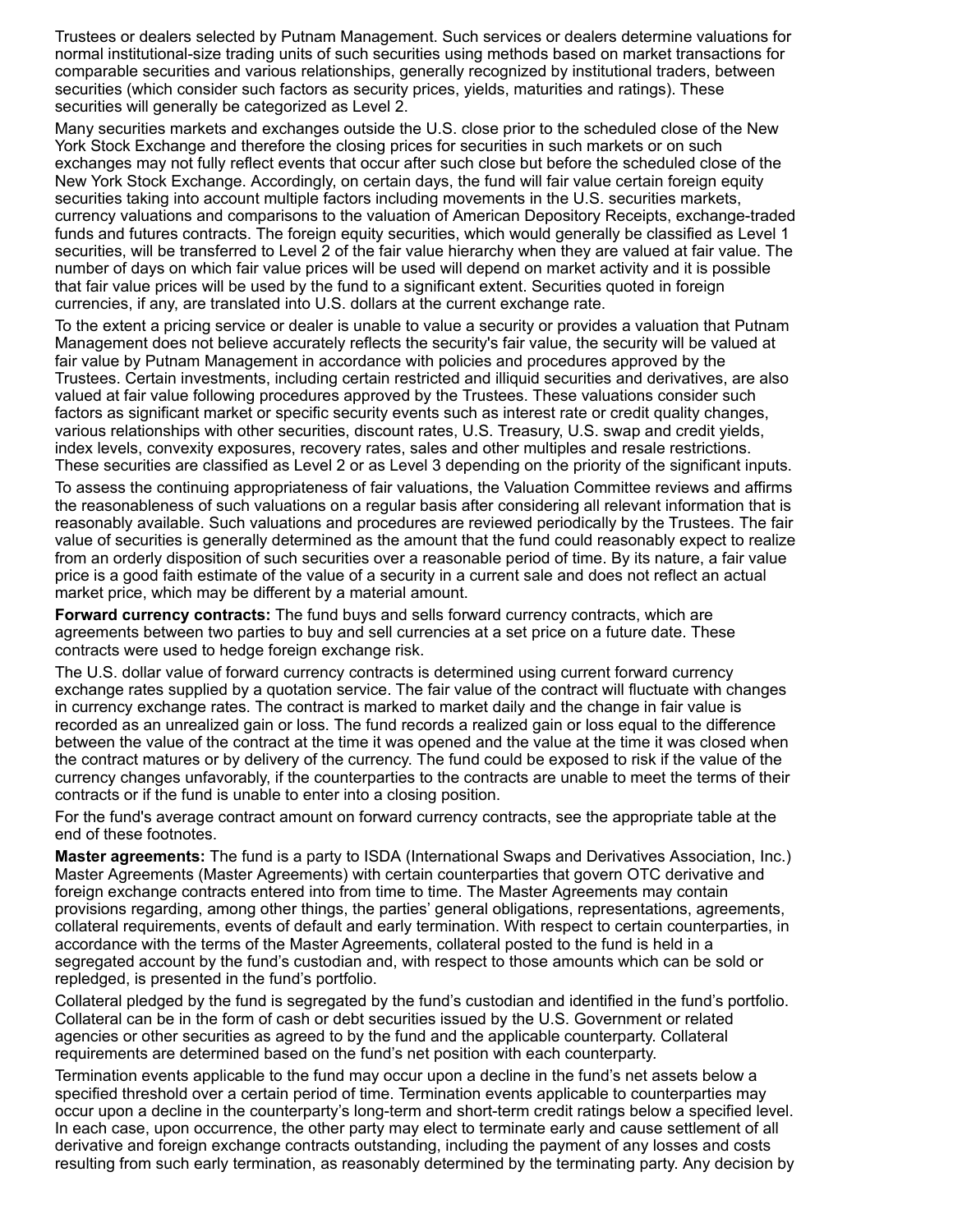Trustees or dealers selected by Putnam Management. Such services or dealers determine valuations for normal institutional-size trading units of such securities using methods based on market transactions for comparable securities and various relationships, generally recognized by institutional traders, between securities (which consider such factors as security prices, yields, maturities and ratings). These securities will generally be categorized as Level 2.

Many securities markets and exchanges outside the U.S. close prior to the scheduled close of the New York Stock Exchange and therefore the closing prices for securities in such markets or on such exchanges may not fully reflect events that occur after such close but before the scheduled close of the New York Stock Exchange. Accordingly, on certain days, the fund will fair value certain foreign equity securities taking into account multiple factors including movements in the U.S. securities markets, currency valuations and comparisons to the valuation of American Depository Receipts, exchange-traded funds and futures contracts. The foreign equity securities, which would generally be classified as Level 1 securities, will be transferred to Level 2 of the fair value hierarchy when they are valued at fair value. The number of days on which fair value prices will be used will depend on market activity and it is possible that fair value prices will be used by the fund to a significant extent. Securities quoted in foreign currencies, if any, are translated into U.S. dollars at the current exchange rate.

To the extent a pricing service or dealer is unable to value a security or provides a valuation that Putnam Management does not believe accurately reflects the security's fair value, the security will be valued at fair value by Putnam Management in accordance with policies and procedures approved by the Trustees. Certain investments, including certain restricted and illiquid securities and derivatives, are also valued at fair value following procedures approved by the Trustees. These valuations consider such factors as significant market or specific security events such as interest rate or credit quality changes, various relationships with other securities, discount rates, U.S. Treasury, U.S. swap and credit yields, index levels, convexity exposures, recovery rates, sales and other multiples and resale restrictions. These securities are classified as Level 2 or as Level 3 depending on the priority of the significant inputs.

To assess the continuing appropriateness of fair valuations, the Valuation Committee reviews and affirms the reasonableness of such valuations on a regular basis after considering all relevant information that is reasonably available. Such valuations and procedures are reviewed periodically by the Trustees. The fair value of securities is generally determined as the amount that the fund could reasonably expect to realize from an orderly disposition of such securities over a reasonable period of time. By its nature, a fair value price is a good faith estimate of the value of a security in a current sale and does not reflect an actual market price, which may be different by a material amount.

**Forward currency contracts:** The fund buys and sells forward currency contracts, which are agreements between two parties to buy and sell currencies at a set price on a future date. These contracts were used to hedge foreign exchange risk.

The U.S. dollar value of forward currency contracts is determined using current forward currency exchange rates supplied by a quotation service. The fair value of the contract will fluctuate with changes in currency exchange rates. The contract is marked to market daily and the change in fair value is recorded as an unrealized gain or loss. The fund records a realized gain or loss equal to the difference between the value of the contract at the time it was opened and the value at the time it was closed when the contract matures or by delivery of the currency. The fund could be exposed to risk if the value of the currency changes unfavorably, if the counterparties to the contracts are unable to meet the terms of their contracts or if the fund is unable to enter into a closing position.

For the fund's average contract amount on forward currency contracts, see the appropriate table at the end of these footnotes.

**Master agreements:** The fund is a party to ISDA (International Swaps and Derivatives Association, Inc.) Master Agreements (Master Agreements) with certain counterparties that govern OTC derivative and foreign exchange contracts entered into from time to time. The Master Agreements may contain provisions regarding, among other things, the parties' general obligations, representations, agreements, collateral requirements, events of default and early termination. With respect to certain counterparties, in accordance with the terms of the Master Agreements, collateral posted to the fund is held in a segregated account by the fund's custodian and, with respect to those amounts which can be sold or repledged, is presented in the fund's portfolio.

Collateral pledged by the fund is segregated by the fund's custodian and identified in the fund's portfolio. Collateral can be in the form of cash or debt securities issued by the U.S. Government or related agencies or other securities as agreed to by the fund and the applicable counterparty. Collateral requirements are determined based on the fund's net position with each counterparty.

Termination events applicable to the fund may occur upon a decline in the fund's net assets below a specified threshold over a certain period of time. Termination events applicable to counterparties may occur upon a decline in the counterparty's long-term and short-term credit ratings below a specified level. In each case, upon occurrence, the other party may elect to terminate early and cause settlement of all derivative and foreign exchange contracts outstanding, including the payment of any losses and costs resulting from such early termination, as reasonably determined by the terminating party. Any decision by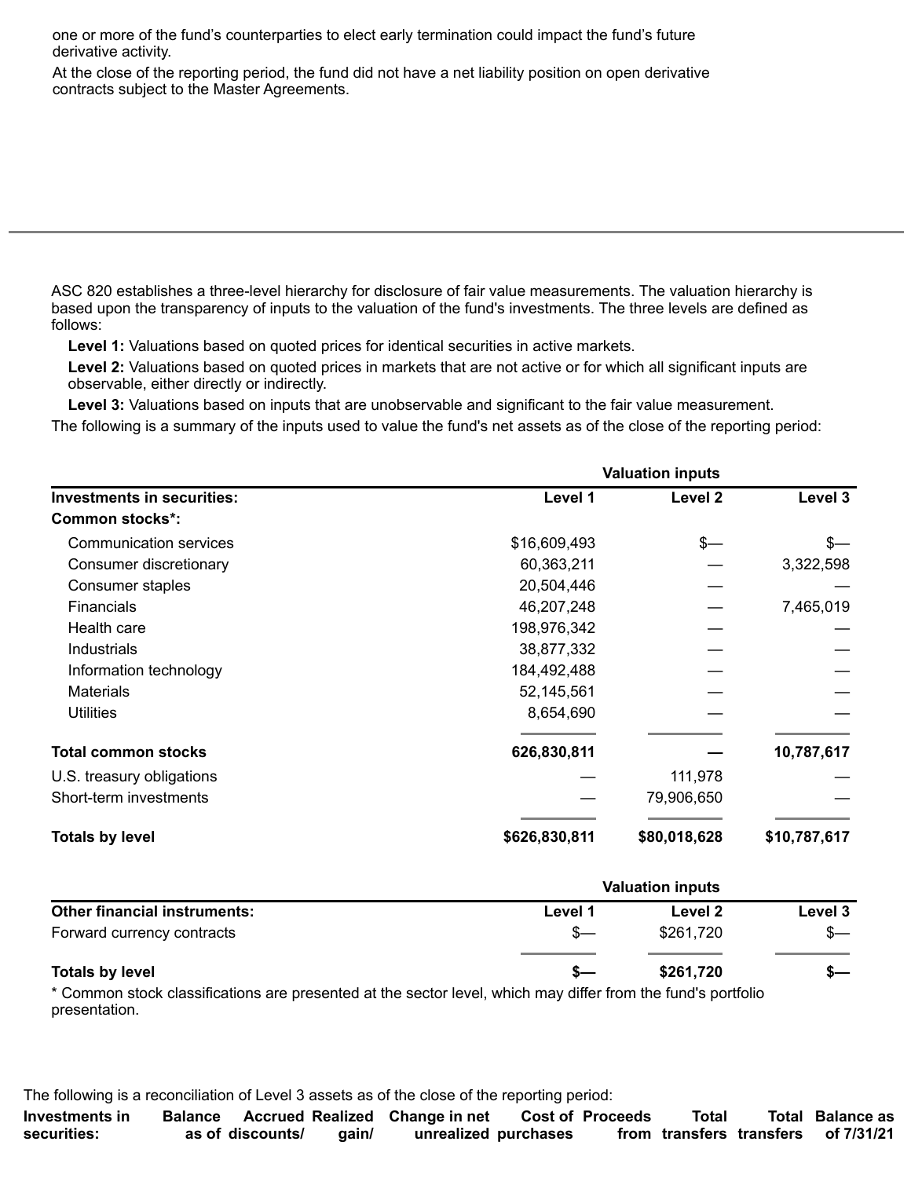one or more of the fund's counterparties to elect early termination could impact the fund's future derivative activity.

At the close of the reporting period, the fund did not have a net liability position on open derivative contracts subject to the Master Agreements.

ASC 820 establishes a three-level hierarchy for disclosure of fair value measurements. The valuation hierarchy is based upon the transparency of inputs to the valuation of the fund's investments. The three levels are defined as follows:

**Level 1:** Valuations based on quoted prices for identical securities in active markets.

**Level 2:** Valuations based on quoted prices in markets that are not active or for which all significant inputs are observable, either directly or indirectly.

**Level 3:** Valuations based on inputs that are unobservable and significant to the fair value measurement.

The following is a summary of the inputs used to value the fund's net assets as of the close of the reporting period:

| | Valuation inputs | | |
|---|---|---|---|
| **Investments in securities:** | **Level 1** | **Level 2** | **Level 3** |
| **Common stocks*:** | | | |
| Communication services | $16,609,493 | $— | $— |
| Consumer discretionary | 60,363,211 | — | 3,322,598 |
| Consumer staples | 20,504,446 | — | — |
| Financials | 46,207,248 | — | 7,465,019 |
| Health care | 198,976,342 | — | — |
| Industrials | 38,877,332 | — | — |
| Information technology | 184,492,488 | — | — |
| Materials | 52,145,561 | — | — |
| Utilities | 8,654,690 | — | — |
| **Total common stocks** | **626,830,811** | **—** | **10,787,617** |
| U.S. treasury obligations | — | 111,978 | — |
| Short-term investments | — | 79,906,650 | — |
| **Totals by level** | **$626,830,811** | **$80,018,628** | **$10,787,617** |

| | Valuation inputs | | |
|---|---|---|---|
| **Other financial instruments:** | **Level 1** | **Level 2** | **Level 3** |
| Forward currency contracts | $— | $261,720 | $— |
| **Totals by level** | **$—** | **$261,720** | **$—** |

\* Common stock classifications are presented at the sector level, which may differ from the fund's portfolio presentation.

The following is a reconciliation of Level 3 assets as of the close of the reporting period:

| Investments in securities: | Balance as of | Accrued discounts/ | Realized gain/ | Change in net unrealized | Cost of purchases | Proceeds from | Total transfers | Total transfers | Balance as of 7/31/21 |
|---|---|---|---|---|---|---|---|---|---|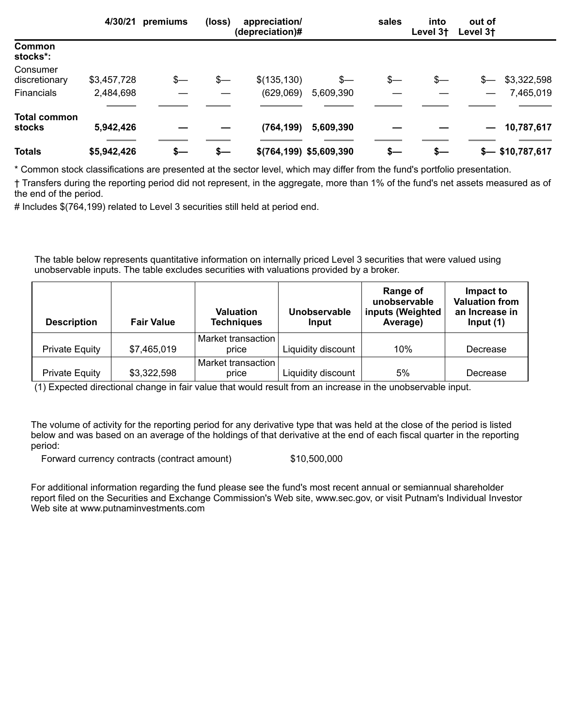| | 4/30/21 | premiums | (loss) | appreciation/ (depreciation)# | | sales | into Level 3† | out of Level 3† | |
|---|---|---|---|---|---|---|---|---|---|
| **Common stocks*:** | | | | | | | | | |
| Consumer discretionary | $3,457,728 | $— | $— | $(135,130) | $— | $— | $— | $— | $3,322,598 |
| Financials | 2,484,698 | — | — | (629,069) | 5,609,390 | — | — | — | 7,465,019 |
| **Total common stocks** | **5,942,426** | **—** | **—** | **(764,199)** | **5,609,390** | **—** | **—** | **—** | **10,787,617** |
| **Totals** | **$5,942,426** | **$—** | **$—** | **$(764,199)** | **$5,609,390** | **$—** | **$—** | **$—** | **$10,787,617** |

* Common stock classifications are presented at the sector level, which may differ from the fund's portfolio presentation.

† Transfers during the reporting period did not represent, in the aggregate, more than 1% of the fund's net assets measured as of the end of the period.

# Includes $(764,199) related to Level 3 securities still held at period end.

The table below represents quantitative information on internally priced Level 3 securities that were valued using unobservable inputs. The table excludes securities with valuations provided by a broker.

| Description | Fair Value | Valuation Techniques | Unobservable Input | Range of unobservable inputs (Weighted Average) | Impact to Valuation from an Increase in Input (1) |
|---|---|---|---|---|---|
| Private Equity | $7,465,019 | Market transaction price | Liquidity discount | 10% | Decrease |
| Private Equity | $3,322,598 | Market transaction price | Liquidity discount | 5% | Decrease |

(1) Expected directional change in fair value that would result from an increase in the unobservable input.

The volume of activity for the reporting period for any derivative type that was held at the close of the period is listed below and was based on an average of the holdings of that derivative at the end of each fiscal quarter in the reporting period:

| | |
|---|---|
| Forward currency contracts (contract amount) | $10,500,000 |

For additional information regarding the fund please see the fund's most recent annual or semiannual shareholder report filed on the Securities and Exchange Commission's Web site, www.sec.gov, or visit Putnam's Individual Investor Web site at www.putnaminvestments.com